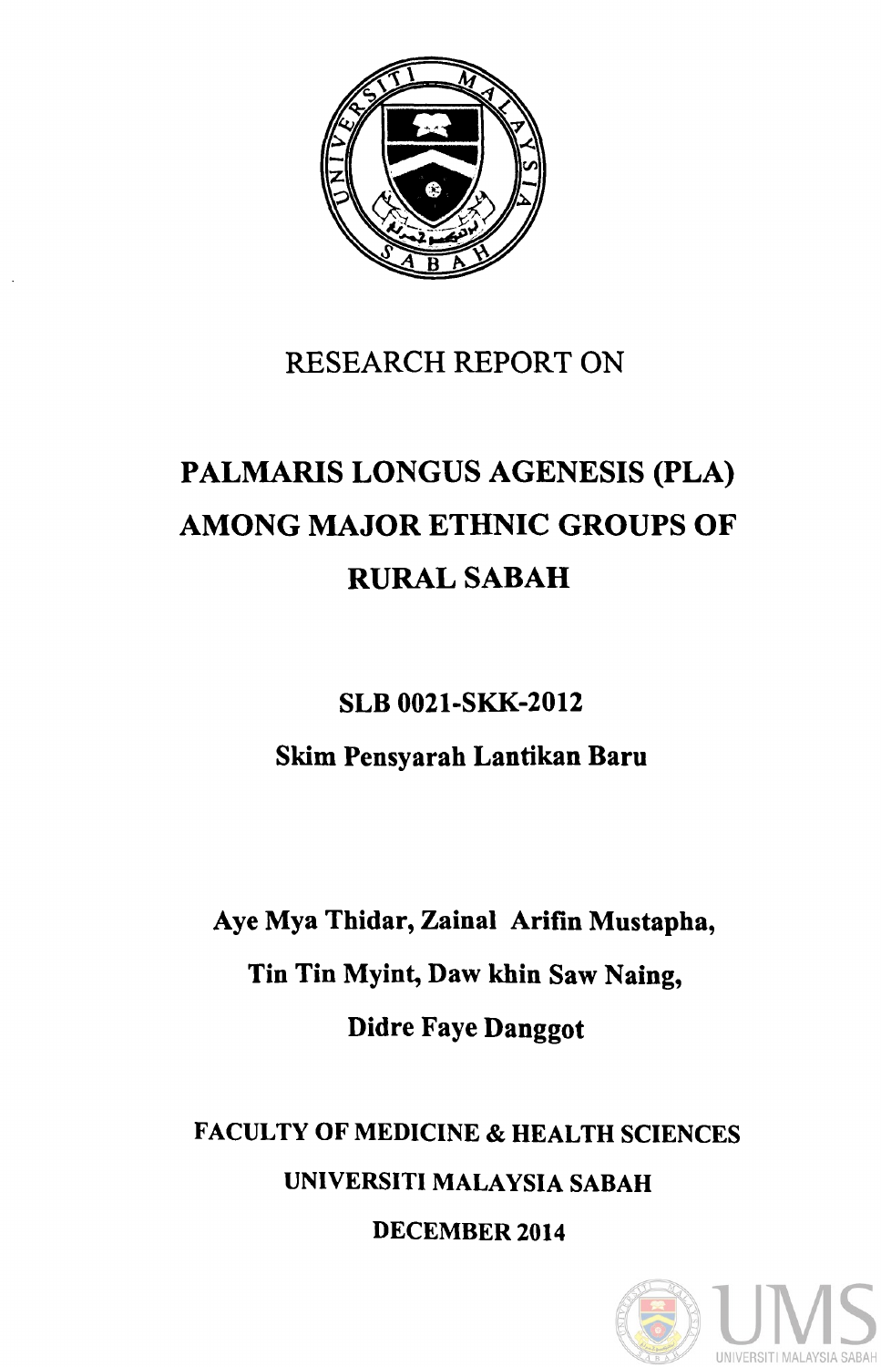RESEARCH REPORT ON

# PALMARIS LONGUS AGENESIS (PLA) AMONG MAJOR ETHNIC GROUPS OF RURAL SABAH

**SLB 0021-SKK-2012**

**Skim Pensyarah Lantikan Baru**

**Aye Mya Thidar, Zainal Arifin Mustapha, Tin Tin Myint, Daw khin Saw Naing, Didre Faye Danggot**

**FACULTY OF MEDICINE & HEALTH SCIENCES**

**UNIVERSITI MALAYSIA SABAH**

**DECEMBER 2014**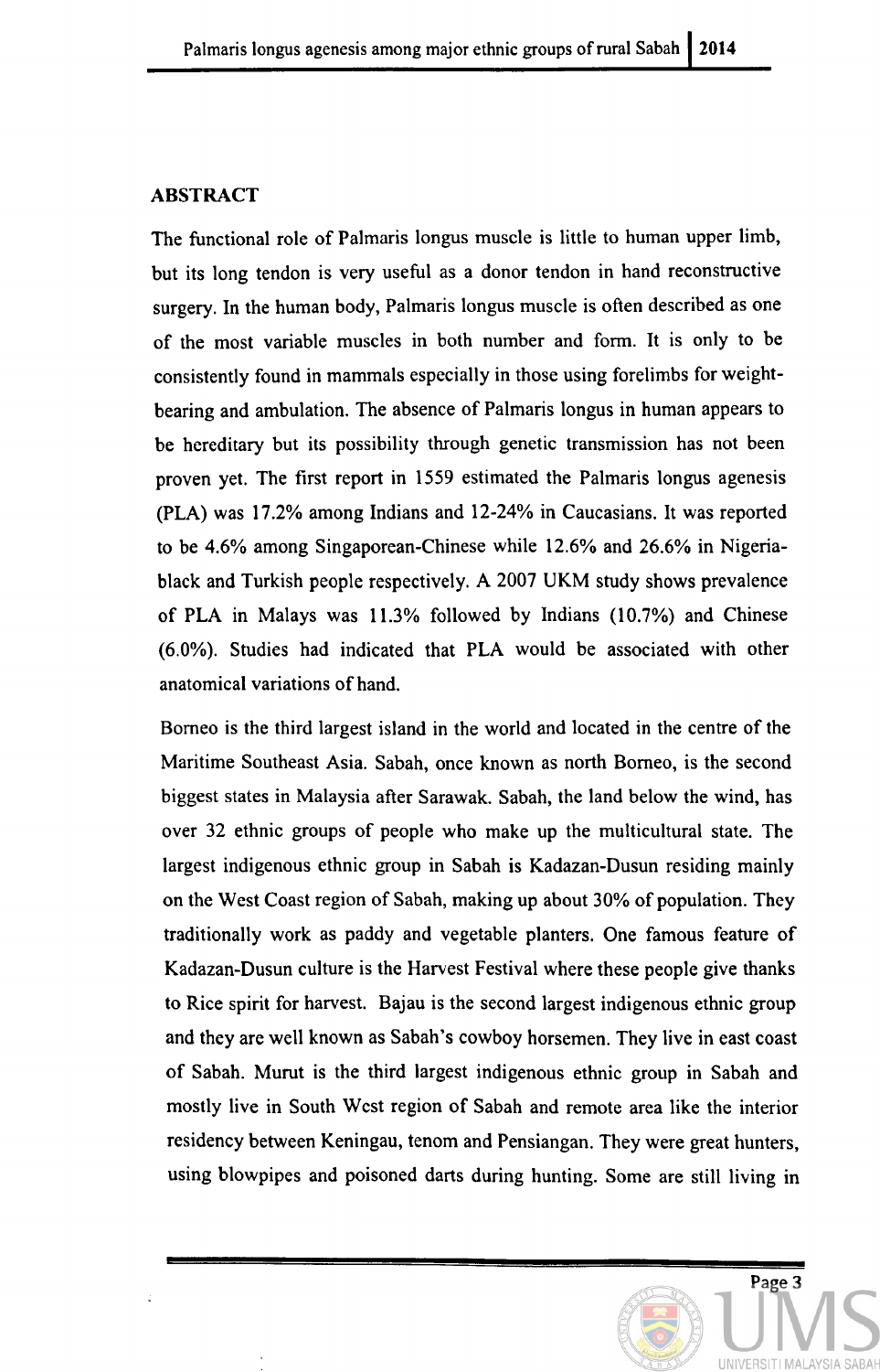## ABSTRACT

The functional role of Palmaris longus muscle is little to human upper limb, but its long tendon is very useful as a donor tendon in hand reconstructive surgery. In the human body, Palmaris longus muscle is often described as one of the most variable muscles in both number and form. It is only to be consistently found in mammals especially in those using forelimbs for weight-bearing and ambulation. The absence of Palmaris longus in human appears to be hereditary but its possibility through genetic transmission has not been proven yet. The first report in 1559 estimated the Palmaris longus agenesis (PLA) was 17.2% among Indians and 12-24% in Caucasians. It was reported to be 4.6% among Singaporean-Chinese while 12.6% and 26.6% in Nigeria-black and Turkish people respectively. A 2007 UKM study shows prevalence of PLA in Malays was 11.3% followed by Indians (10.7%) and Chinese (6.0%). Studies had indicated that PLA would be associated with other anatomical variations of hand.

Borneo is the third largest island in the world and located in the centre of the Maritime Southeast Asia. Sabah, once known as north Borneo, is the second biggest states in Malaysia after Sarawak. Sabah, the land below the wind, has over 32 ethnic groups of people who make up the multicultural state. The largest indigenous ethnic group in Sabah is Kadazan-Dusun residing mainly on the West Coast region of Sabah, making up about 30% of population. They traditionally work as paddy and vegetable planters. One famous feature of Kadazan-Dusun culture is the Harvest Festival where these people give thanks to Rice spirit for harvest. Bajau is the second largest indigenous ethnic group and they are well known as Sabah's cowboy horsemen. They live in east coast of Sabah. Murut is the third largest indigenous ethnic group in Sabah and mostly live in South West region of Sabah and remote area like the interior residency between Keningau, tenom and Pensiangan. They were great hunters, using blowpipes and poisoned darts during hunting. Some are still living in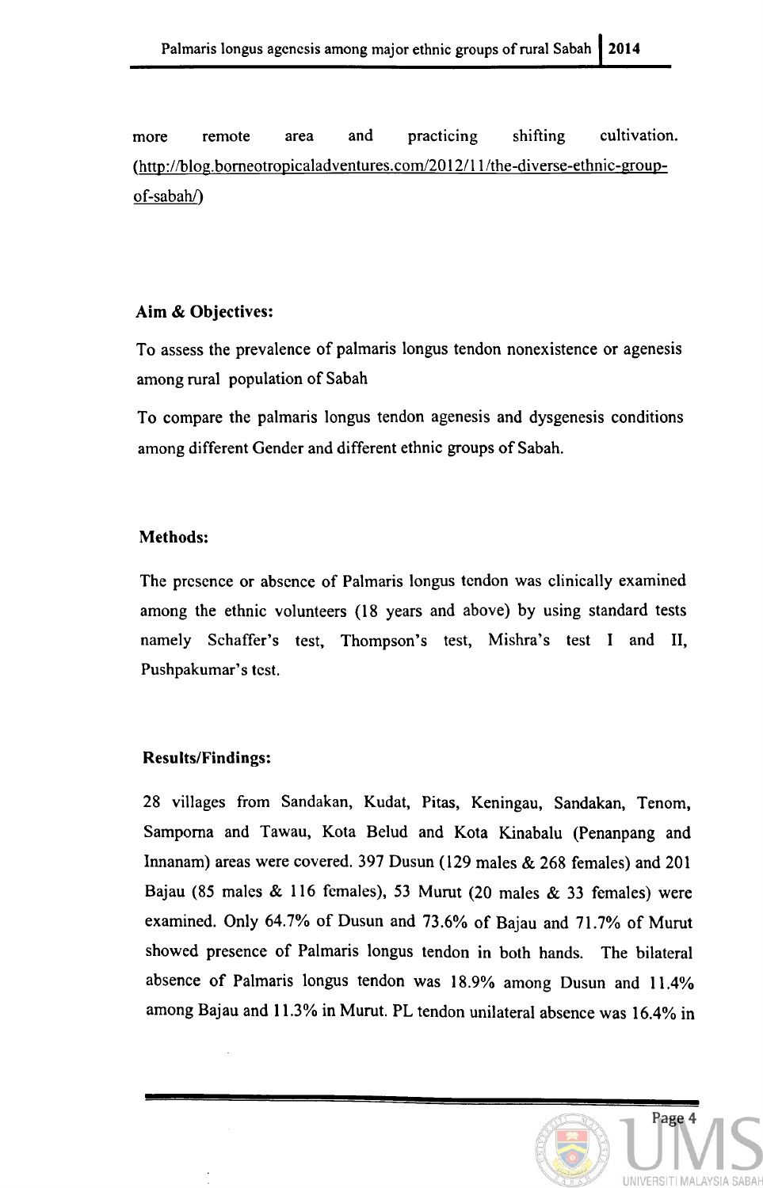more remote area and practicing shifting cultivation. (http://blog.borneotropicaladventures.com/2012/11/the-diverse-ethnic-group-of-sabah/)

**Aim & Objectives:**

To assess the prevalence of palmaris longus tendon nonexistence or agenesis among rural population of Sabah

To compare the palmaris longus tendon agenesis and dysgenesis conditions among different Gender and different ethnic groups of Sabah.

**Methods:**

The presence or absence of Palmaris longus tendon was clinically examined among the ethnic volunteers (18 years and above) by using standard tests namely Schaffer's test, Thompson's test, Mishra's test I and II, Pushpakumar's test.

**Results/Findings:**

28 villages from Sandakan, Kudat, Pitas, Keningau, Sandakan, Tenom, Samporna and Tawau, Kota Belud and Kota Kinabalu (Penanpang and Innanam) areas were covered. 397 Dusun (129 males & 268 females) and 201 Bajau (85 males & 116 females), 53 Murut (20 males & 33 females) were examined. Only 64.7% of Dusun and 73.6% of Bajau and 71.7% of Murut showed presence of Palmaris longus tendon in both hands. The bilateral absence of Palmaris longus tendon was 18.9% among Dusun and 11.4% among Bajau and 11.3% in Murut. PL tendon unilateral absence was 16.4% in